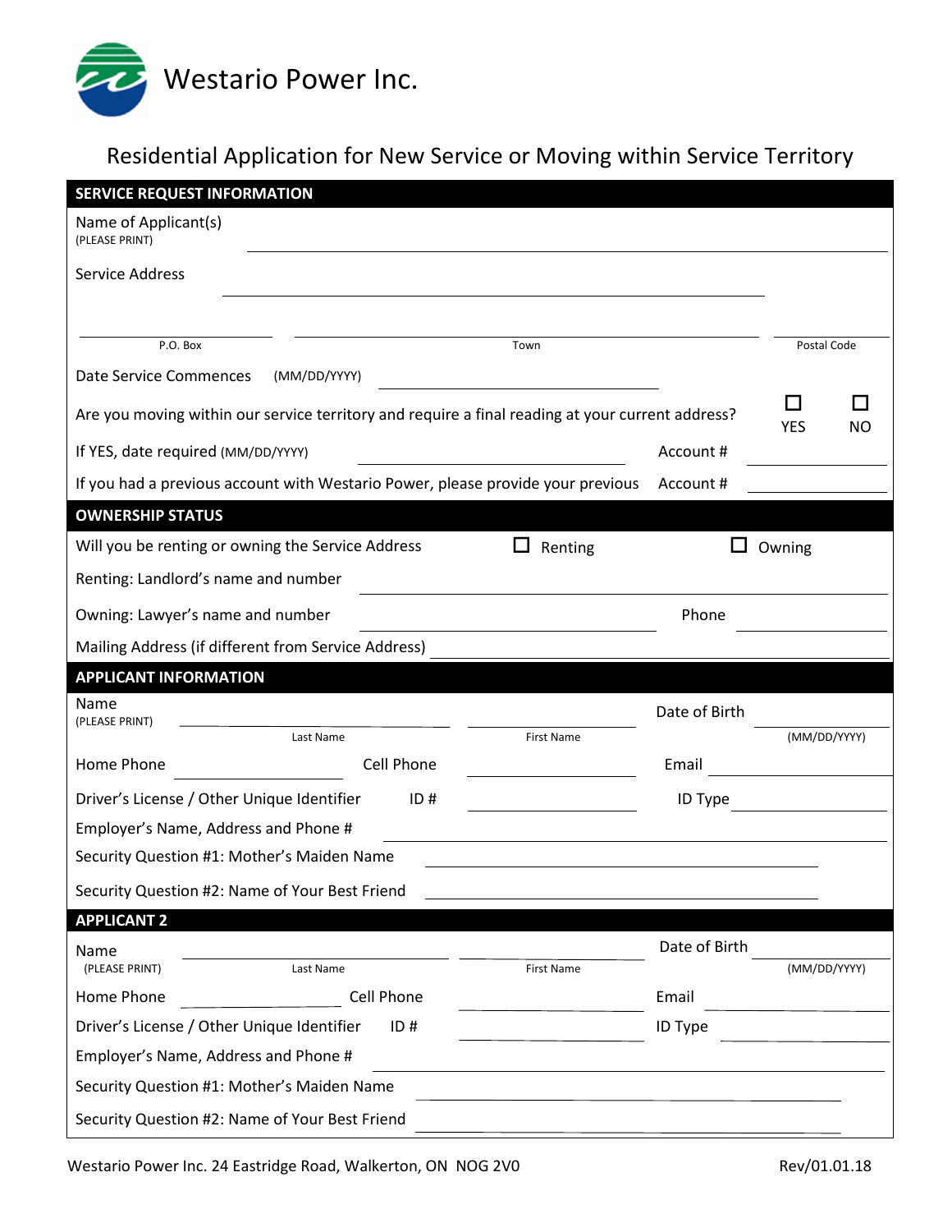# Westario Power Inc.

## Residential Application for New Service or Moving within Service Territory

### SERVICE REQUEST INFORMATION

Name of Applicant(s)
(PLEASE PRINT) \_\_\_\_\_\_\_\_\_\_\_\_\_\_\_\_\_\_\_\_\_\_\_\_\_\_\_\_\_\_\_\_\_\_\_\_\_\_\_\_

Service Address \_\_\_\_\_\_\_\_\_\_\_\_\_\_\_\_\_\_\_\_\_\_\_\_\_\_\_\_\_\_\_\_\_\_\_\_\_\_\_\_

| P.O. Box | Town | Postal Code |
|---|---|---|
| | | |

Date Service Commences (MM/DD/YYYY) \_\_\_\_\_\_\_\_\_\_\_\_\_\_\_\_\_\_\_\_

Are you moving within our service territory and require a final reading at your current address? ☐ YES ☐ NO

If YES, date required (MM/DD/YYYY) \_\_\_\_\_\_\_\_\_\_\_\_\_\_\_\_\_\_\_\_ Account # \_\_\_\_\_\_\_\_\_\_\_\_\_\_\_\_\_\_\_\_

If you had a previous account with Westario Power, please provide your previous Account # \_\_\_\_\_\_\_\_\_\_\_\_\_\_\_\_\_\_\_\_

### OWNERSHIP STATUS

Will you be renting or owning the Service Address ☐ Renting ☐ Owning

Renting: Landlord's name and number \_\_\_\_\_\_\_\_\_\_\_\_\_\_\_\_\_\_\_\_\_\_\_\_\_\_\_\_\_\_\_\_\_\_\_\_\_\_\_\_

Owning: Lawyer's name and number \_\_\_\_\_\_\_\_\_\_\_\_\_\_\_\_\_\_\_\_ Phone \_\_\_\_\_\_\_\_\_\_\_\_\_\_\_\_\_\_\_\_

Mailing Address (if different from Service Address) \_\_\_\_\_\_\_\_\_\_\_\_\_\_\_\_\_\_\_\_\_\_\_\_\_\_\_\_\_\_\_\_\_\_\_\_\_\_\_\_

### APPLICANT INFORMATION

Name (PLEASE PRINT) \_\_\_\_\_\_\_\_\_\_\_\_\_\_\_\_\_\_\_\_ (Last Name) \_\_\_\_\_\_\_\_\_\_\_\_\_\_\_\_\_\_\_\_ (First Name) Date of Birth \_\_\_\_\_\_\_\_\_\_\_\_\_\_\_\_\_\_\_\_ (MM/DD/YYYY)

Home Phone \_\_\_\_\_\_\_\_\_\_\_\_\_\_\_\_\_\_\_\_ Cell Phone \_\_\_\_\_\_\_\_\_\_\_\_\_\_\_\_\_\_\_\_ Email \_\_\_\_\_\_\_\_\_\_\_\_\_\_\_\_\_\_\_\_

Driver's License / Other Unique Identifier ID # \_\_\_\_\_\_\_\_\_\_\_\_\_\_\_\_\_\_\_\_ ID Type \_\_\_\_\_\_\_\_\_\_\_\_\_\_\_\_\_\_\_\_

Employer's Name, Address and Phone # \_\_\_\_\_\_\_\_\_\_\_\_\_\_\_\_\_\_\_\_\_\_\_\_\_\_\_\_\_\_\_\_\_\_\_\_\_\_\_\_

Security Question #1: Mother's Maiden Name \_\_\_\_\_\_\_\_\_\_\_\_\_\_\_\_\_\_\_\_\_\_\_\_\_\_\_\_\_\_\_\_\_\_\_\_\_\_\_\_

Security Question #2: Name of Your Best Friend \_\_\_\_\_\_\_\_\_\_\_\_\_\_\_\_\_\_\_\_\_\_\_\_\_\_\_\_\_\_\_\_\_\_\_\_\_\_\_\_

### APPLICANT 2

Name (PLEASE PRINT) \_\_\_\_\_\_\_\_\_\_\_\_\_\_\_\_\_\_\_\_ (Last Name) \_\_\_\_\_\_\_\_\_\_\_\_\_\_\_\_\_\_\_\_ (First Name) Date of Birth \_\_\_\_\_\_\_\_\_\_\_\_\_\_\_\_\_\_\_\_ (MM/DD/YYYY)

Home Phone \_\_\_\_\_\_\_\_\_\_\_\_\_\_\_\_\_\_\_\_ Cell Phone \_\_\_\_\_\_\_\_\_\_\_\_\_\_\_\_\_\_\_\_ Email \_\_\_\_\_\_\_\_\_\_\_\_\_\_\_\_\_\_\_\_

Driver's License / Other Unique Identifier ID # \_\_\_\_\_\_\_\_\_\_\_\_\_\_\_\_\_\_\_\_ ID Type \_\_\_\_\_\_\_\_\_\_\_\_\_\_\_\_\_\_\_\_

Employer's Name, Address and Phone # \_\_\_\_\_\_\_\_\_\_\_\_\_\_\_\_\_\_\_\_\_\_\_\_\_\_\_\_\_\_\_\_\_\_\_\_\_\_\_\_

Security Question #1: Mother's Maiden Name \_\_\_\_\_\_\_\_\_\_\_\_\_\_\_\_\_\_\_\_\_\_\_\_\_\_\_\_\_\_\_\_\_\_\_\_\_\_\_\_

Security Question #2: Name of Your Best Friend \_\_\_\_\_\_\_\_\_\_\_\_\_\_\_\_\_\_\_\_\_\_\_\_\_\_\_\_\_\_\_\_\_\_\_\_\_\_\_\_

Westario Power Inc. 24 Eastridge Road, Walkerton, ON N0G 2V0 Rev/01.01.18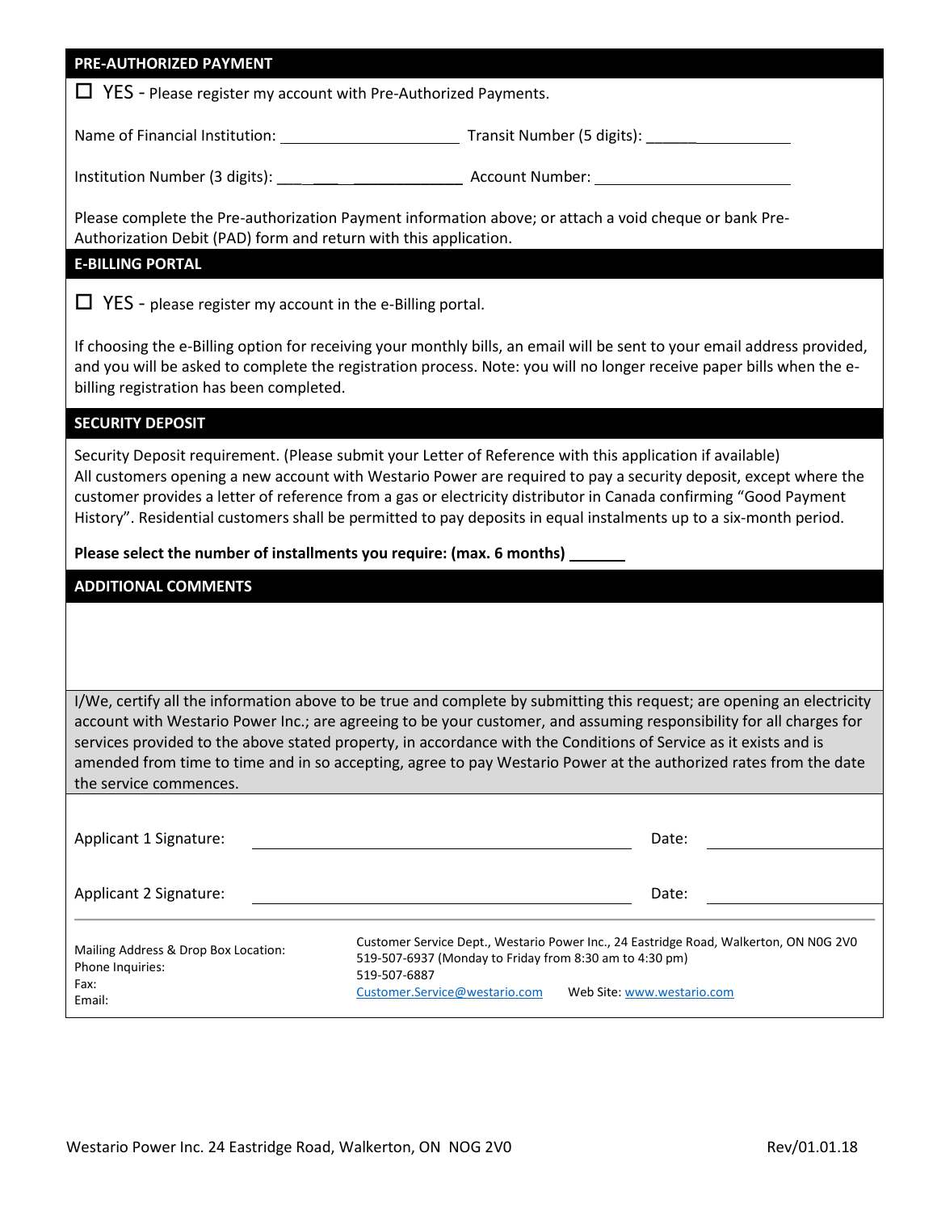## PRE-AUTHORIZED PAYMENT

☐ YES - Please register my account with Pre-Authorized Payments.

Name of Financial Institution: ____________________ Transit Number (5 digits): ____________

Institution Number (3 digits): ____________________ Account Number: ____________________

Please complete the Pre-authorization Payment information above; or attach a void cheque or bank Pre-Authorization Debit (PAD) form and return with this application.

## E-BILLING PORTAL

☐ YES - please register my account in the e-Billing portal.

If choosing the e-Billing option for receiving your monthly bills, an email will be sent to your email address provided, and you will be asked to complete the registration process. Note: you will no longer receive paper bills when the e-billing registration has been completed.

## SECURITY DEPOSIT

Security Deposit requirement. (Please submit your Letter of Reference with this application if available)
All customers opening a new account with Westario Power are required to pay a security deposit, except where the customer provides a letter of reference from a gas or electricity distributor in Canada confirming "Good Payment History". Residential customers shall be permitted to pay deposits in equal instalments up to a six-month period.

**Please select the number of installments you require: (max. 6 months)** _______

## ADDITIONAL COMMENTS

I/We, certify all the information above to be true and complete by submitting this request; are opening an electricity account with Westario Power Inc.; are agreeing to be your customer, and assuming responsibility for all charges for services provided to the above stated property, in accordance with the Conditions of Service as it exists and is amended from time to time and in so accepting, agree to pay Westario Power at the authorized rates from the date the service commences.

Applicant 1 Signature: ______________________________ Date: ____________

Applicant 2 Signature: ______________________________ Date: ____________

| | |
|---|---|
| Mailing Address & Drop Box Location: | Customer Service Dept., Westario Power Inc., 24 Eastridge Road, Walkerton, ON N0G 2V0 |
| Phone Inquiries: | 519-507-6937 (Monday to Friday from 8:30 am to 4:30 pm) |
| Fax: | 519-507-6887 |
| Email: | Customer.Service@westario.com Web Site: www.westario.com |

Westario Power Inc. 24 Eastridge Road, Walkerton, ON NOG 2V0 Rev/01.01.18